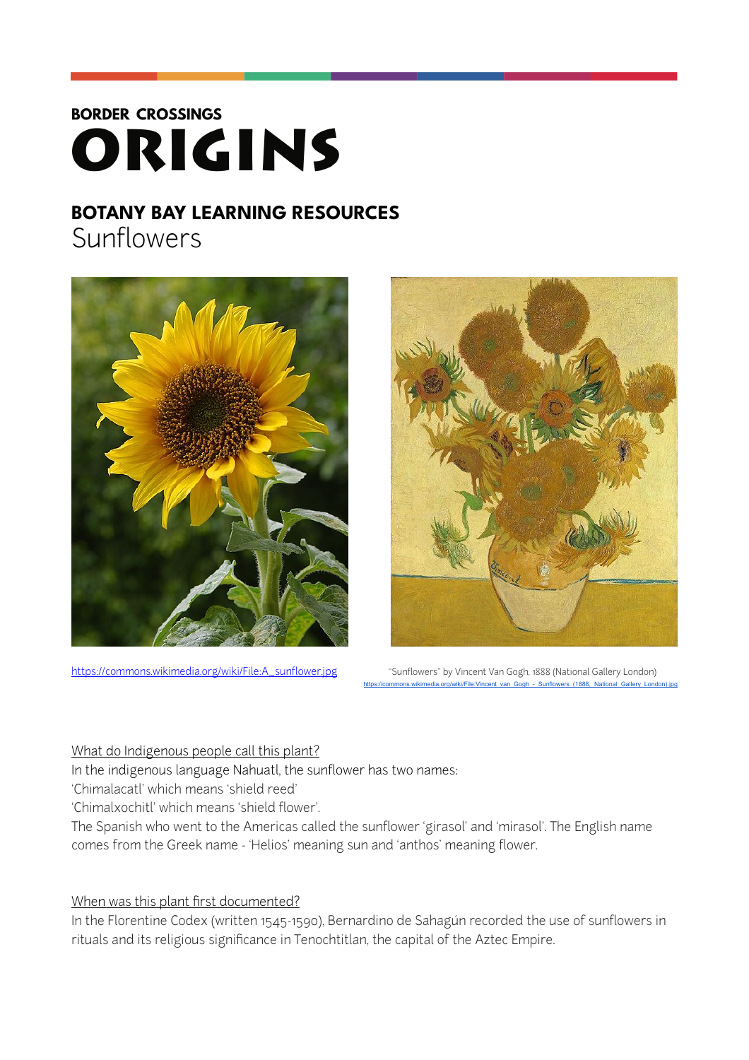**BORDER CROSSINGS**

# ORIGINS

## BOTANY BAY LEARNING RESOURCES

Sunflowers

https://commons.wikimedia.org/wiki/File:A_sunflower.jpg

"Sunflowers" by Vincent Van Gogh, 1888 (National Gallery London)
https://commons.wikimedia.org/wiki/File:Vincent_van_Gogh_-_Sunflowers_(1888,_National_Gallery_London).jpg

### What do Indigenous people call this plant?

In the indigenous language Nahuatl, the sunflower has two names:
'Chimalacatl' which means 'shield reed'
'Chimalxochitl' which means 'shield flower'.
The Spanish who went to the Americas called the sunflower 'girasol' and 'mirasol'. The English name comes from the Greek name - 'Helios' meaning sun and 'anthos' meaning flower.

### When was this plant first documented?

In the Florentine Codex (written 1545-1590), Bernardino de Sahagún recorded the use of sunflowers in rituals and its religious significance in Tenochtitlan, the capital of the Aztec Empire.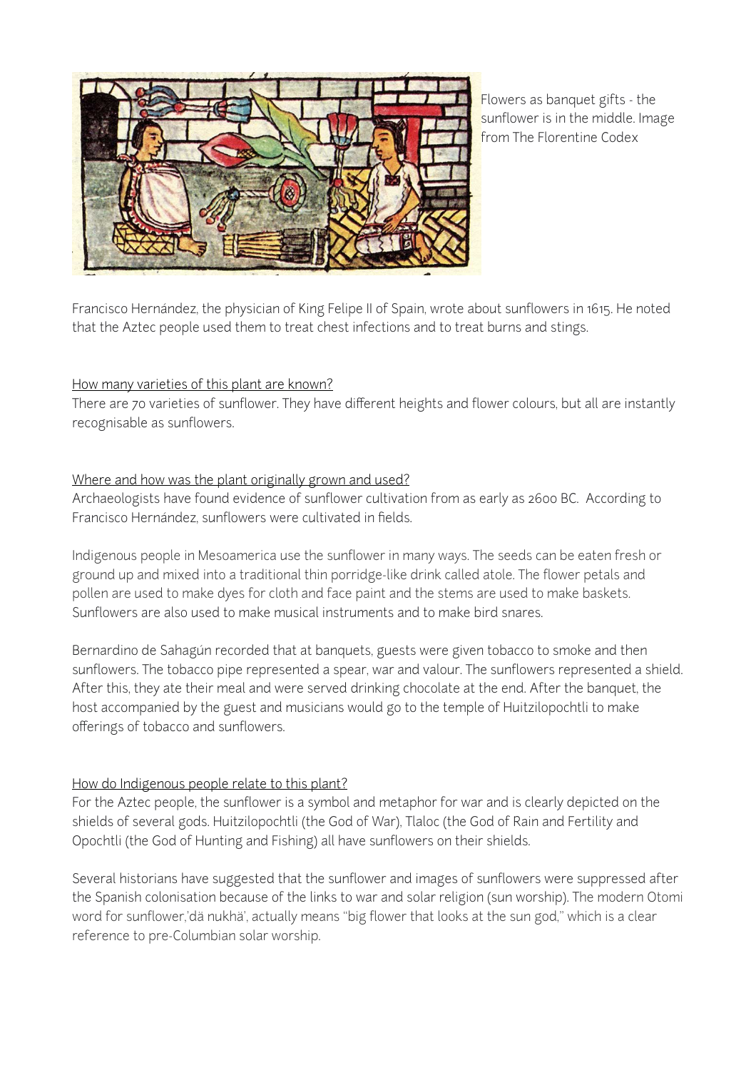Flowers as banquet gifts - the sunflower is in the middle. Image from The Florentine Codex

Francisco Hernández, the physician of King Felipe II of Spain, wrote about sunflowers in 1615. He noted that the Aztec people used them to treat chest infections and to treat burns and stings.

<u>How many varieties of this plant are known?</u>

There are 70 varieties of sunflower. They have different heights and flower colours, but all are instantly recognisable as sunflowers.

<u>Where and how was the plant originally grown and used?</u>

Archaeologists have found evidence of sunflower cultivation from as early as 2600 BC. According to Francisco Hernández, sunflowers were cultivated in fields.

Indigenous people in Mesoamerica use the sunflower in many ways. The seeds can be eaten fresh or ground up and mixed into a traditional thin porridge-like drink called atole. The flower petals and pollen are used to make dyes for cloth and face paint and the stems are used to make baskets. Sunflowers are also used to make musical instruments and to make bird snares.

Bernardino de Sahagún recorded that at banquets, guests were given tobacco to smoke and then sunflowers. The tobacco pipe represented a spear, war and valour. The sunflowers represented a shield. After this, they ate their meal and were served drinking chocolate at the end. After the banquet, the host accompanied by the guest and musicians would go to the temple of Huitzilopochtli to make offerings of tobacco and sunflowers.

<u>How do Indigenous people relate to this plant?</u>

For the Aztec people, the sunflower is a symbol and metaphor for war and is clearly depicted on the shields of several gods. Huitzilopochtli (the God of War), Tlaloc (the God of Rain and Fertility and Opochtli (the God of Hunting and Fishing) all have sunflowers on their shields.

Several historians have suggested that the sunflower and images of sunflowers were suppressed after the Spanish colonisation because of the links to war and solar religion (sun worship). The modern Otomi word for sunflower,'dä nukhä', actually means "big flower that looks at the sun god," which is a clear reference to pre-Columbian solar worship.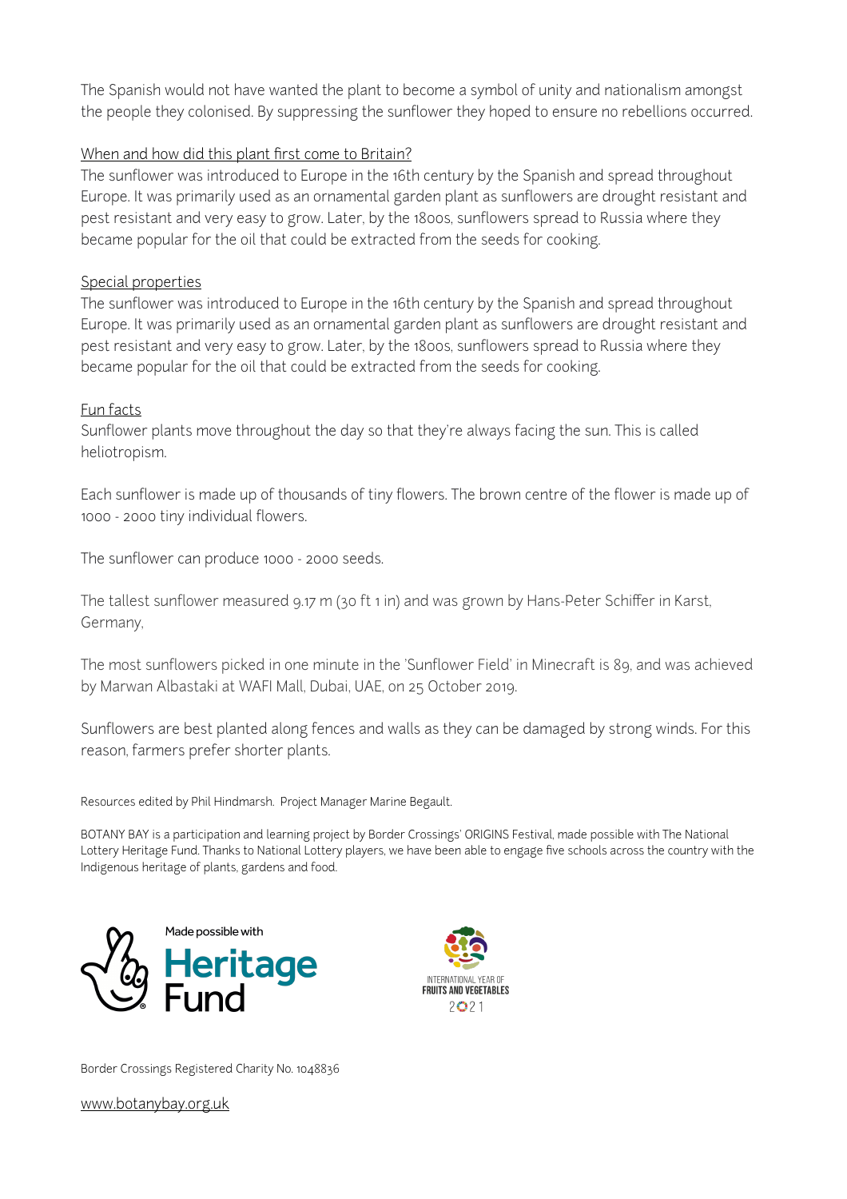The Spanish would not have wanted the plant to become a symbol of unity and nationalism amongst the people they colonised. By suppressing the sunflower they hoped to ensure no rebellions occurred.

## When and how did this plant first come to Britain?

The sunflower was introduced to Europe in the 16th century by the Spanish and spread throughout Europe. It was primarily used as an ornamental garden plant as sunflowers are drought resistant and pest resistant and very easy to grow. Later, by the 1800s, sunflowers spread to Russia where they became popular for the oil that could be extracted from the seeds for cooking.

## Special properties

The sunflower was introduced to Europe in the 16th century by the Spanish and spread throughout Europe. It was primarily used as an ornamental garden plant as sunflowers are drought resistant and pest resistant and very easy to grow. Later, by the 1800s, sunflowers spread to Russia where they became popular for the oil that could be extracted from the seeds for cooking.

## Fun facts

Sunflower plants move throughout the day so that they're always facing the sun. This is called heliotropism.

Each sunflower is made up of thousands of tiny flowers. The brown centre of the flower is made up of 1000 - 2000 tiny individual flowers.

The sunflower can produce 1000 - 2000 seeds.

The tallest sunflower measured 9.17 m (30 ft 1 in) and was grown by Hans-Peter Schiffer in Karst, Germany,

The most sunflowers picked in one minute in the 'Sunflower Field' in Minecraft is 89, and was achieved by Marwan Albastaki at WAFI Mall, Dubai, UAE, on 25 October 2019.

Sunflowers are best planted along fences and walls as they can be damaged by strong winds. For this reason, farmers prefer shorter plants.

Resources edited by Phil Hindmarsh. Project Manager Marine Begault.

BOTANY BAY is a participation and learning project by Border Crossings' ORIGINS Festival, made possible with The National Lottery Heritage Fund. Thanks to National Lottery players, we have been able to engage five schools across the country with the Indigenous heritage of plants, gardens and food.

Made possible with Heritage Fund

INTERNATIONAL YEAR OF FRUITS AND VEGETABLES 2021

Border Crossings Registered Charity No. 1048836

www.botanybay.org.uk